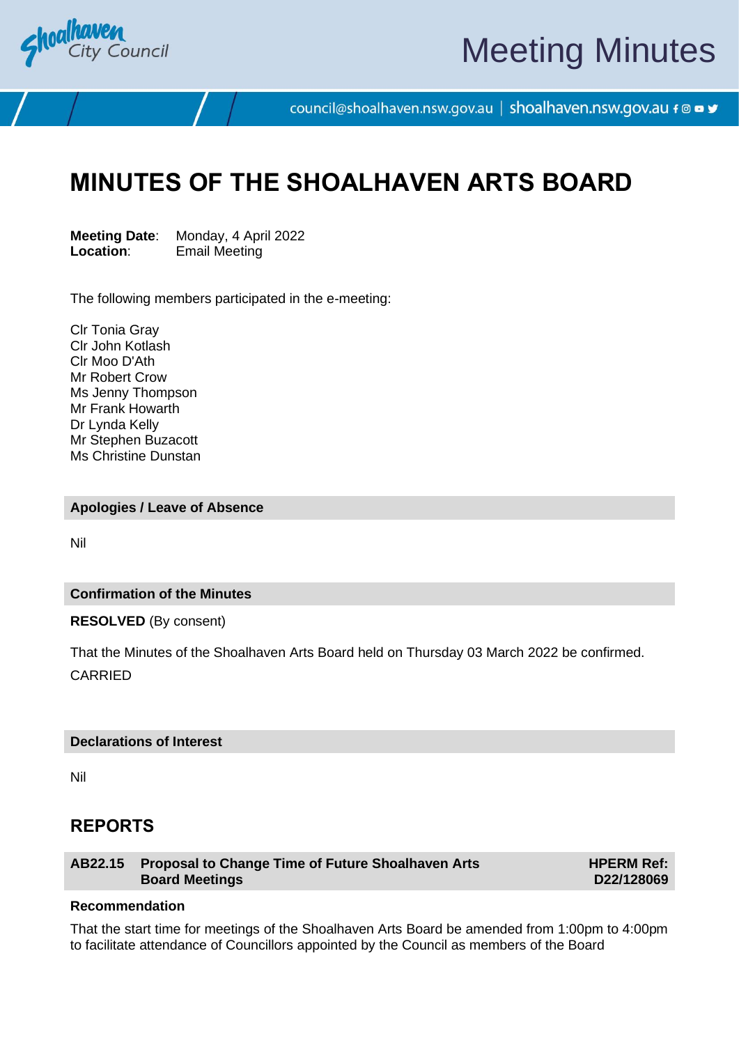# MINUTES OF THE SHOALHAVEN ARTS BOARD

**Meeting Date**: Monday, 4 April 2022
**Location**: Email Meeting

The following members participated in the e-meeting:

Clr Tonia Gray
Clr John Kotlash
Clr Moo D'Ath
Mr Robert Crow
Ms Jenny Thompson
Mr Frank Howarth
Dr Lynda Kelly
Mr Stephen Buzacott
Ms Christine Dunstan

### Apologies / Leave of Absence

Nil

### Confirmation of the Minutes

**RESOLVED** (By consent)

That the Minutes of the Shoalhaven Arts Board held on Thursday 03 March 2022 be confirmed.

CARRIED

### Declarations of Interest

Nil

## REPORTS

### AB22.15 Proposal to Change Time of Future Shoalhaven Arts Board Meetings

**HPERM Ref: D22/128069**

**Recommendation**

That the start time for meetings of the Shoalhaven Arts Board be amended from 1:00pm to 4:00pm to facilitate attendance of Councillors appointed by the Council as members of the Board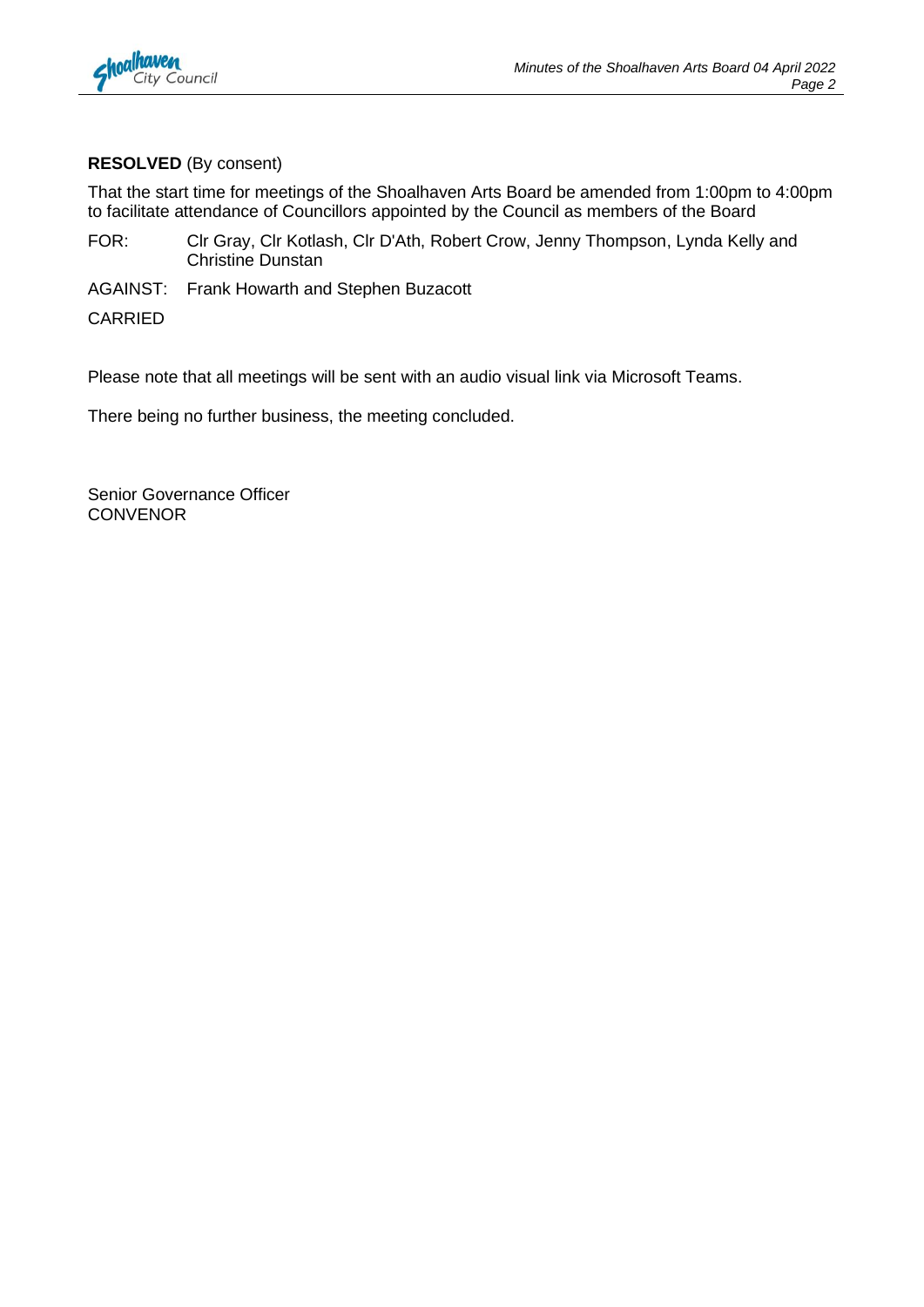**RESOLVED** (By consent)

That the start time for meetings of the Shoalhaven Arts Board be amended from 1:00pm to 4:00pm to facilitate attendance of Councillors appointed by the Council as members of the Board

FOR: Clr Gray, Clr Kotlash, Clr D'Ath, Robert Crow, Jenny Thompson, Lynda Kelly and Christine Dunstan

AGAINST: Frank Howarth and Stephen Buzacott

CARRIED

Please note that all meetings will be sent with an audio visual link via Microsoft Teams.

There being no further business, the meeting concluded.

Senior Governance Officer
CONVENOR